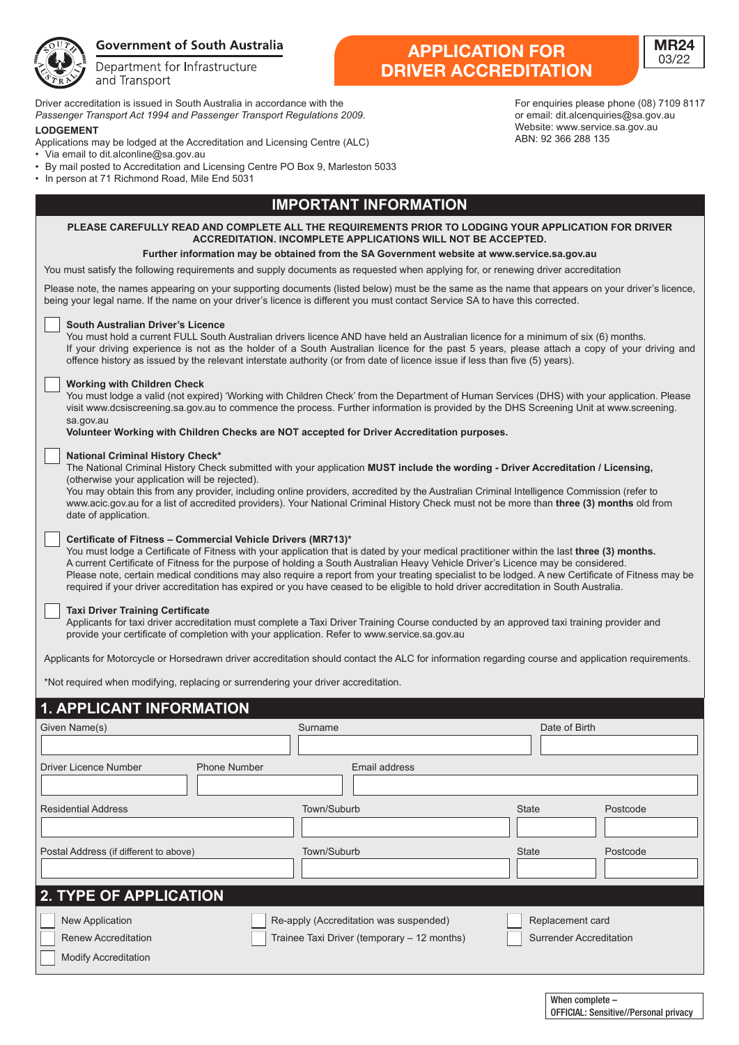Government of South Australia

Department for Infrastructure and Transport

# APPLICATION FOR DRIVER ACCREDITATION

**MR24**
03/22

Driver accreditation is issued in South Australia in accordance with the *Passenger Transport Act 1994 and Passenger Transport Regulations 2009.*

For enquiries please phone (08) 7109 8117
or email: dit.alcenquiries@sa.gov.au
Website: www.service.sa.gov.au
ABN: 92 366 288 135

**LODGEMENT**

Applications may be lodged at the Accreditation and Licensing Centre (ALC)

- Via email to dit.alconline@sa.gov.au
- By mail posted to Accreditation and Licensing Centre PO Box 9, Marleston 5033
- In person at 71 Richmond Road, Mile End 5031

## IMPORTANT INFORMATION

**PLEASE CAREFULLY READ AND COMPLETE ALL THE REQUIREMENTS PRIOR TO LODGING YOUR APPLICATION FOR DRIVER ACCREDITATION. INCOMPLETE APPLICATIONS WILL NOT BE ACCEPTED.**

**Further information may be obtained from the SA Government website at www.service.sa.gov.au**

You must satisfy the following requirements and supply documents as requested when applying for, or renewing driver accreditation

Please note, the names appearing on your supporting documents (listed below) must be the same as the name that appears on your driver's licence, being your legal name. If the name on your driver's licence is different you must contact Service SA to have this corrected.

☐ **South Australian Driver's Licence**
You must hold a current FULL South Australian drivers licence AND have held an Australian licence for a minimum of six (6) months.
If your driving experience is not as the holder of a South Australian licence for the past 5 years, please attach a copy of your driving and offence history as issued by the relevant interstate authority (or from date of licence issue if less than five (5) years).

☐ **Working with Children Check**
You must lodge a valid (not expired) 'Working with Children Check' from the Department of Human Services (DHS) with your application. Please visit www.dcsiscreening.sa.gov.au to commence the process. Further information is provided by the DHS Screening Unit at www.screening.sa.gov.au
**Volunteer Working with Children Checks are NOT accepted for Driver Accreditation purposes.**

☐ **National Criminal History Check***
The National Criminal History Check submitted with your application **MUST include the wording - Driver Accreditation / Licensing,** (otherwise your application will be rejected).
You may obtain this from any provider, including online providers, accredited by the Australian Criminal Intelligence Commission (refer to www.acic.gov.au for a list of accredited providers). Your National Criminal History Check must not be more than **three (3) months** old from date of application.

☐ **Certificate of Fitness – Commercial Vehicle Drivers (MR713)***
You must lodge a Certificate of Fitness with your application that is dated by your medical practitioner within the last **three (3) months.**
A current Certificate of Fitness for the purpose of holding a South Australian Heavy Vehicle Driver's Licence may be considered.
Please note, certain medical conditions may also require a report from your treating specialist to be lodged. A new Certificate of Fitness may be required if your driver accreditation has expired or you have ceased to be eligible to hold driver accreditation in South Australia.

☐ **Taxi Driver Training Certificate**
Applicants for taxi driver accreditation must complete a Taxi Driver Training Course conducted by an approved taxi training provider and provide your certificate of completion with your application. Refer to www.service.sa.gov.au

Applicants for Motorcycle or Horsedrawn driver accreditation should contact the ALC for information regarding course and application requirements.

*Not required when modifying, replacing or surrendering your driver accreditation.

## 1. APPLICANT INFORMATION

| Given Name(s) | Surname | Date of Birth |
|---|---|---|
| | | |

| Driver Licence Number | Phone Number | Email address |
|---|---|---|
| | | |

| Residential Address | Town/Suburb | State | Postcode |
|---|---|---|---|
| | | | |

| Postal Address (if different to above) | Town/Suburb | State | Postcode |
|---|---|---|---|
| | | | |

## 2. TYPE OF APPLICATION

☐ New Application
☐ Renew Accreditation
☐ Modify Accreditation
☐ Re-apply (Accreditation was suspended)
☐ Trainee Taxi Driver (temporary – 12 months)
☐ Replacement card
☐ Surrender Accreditation

When complete –
OFFICIAL: Sensitive//Personal privacy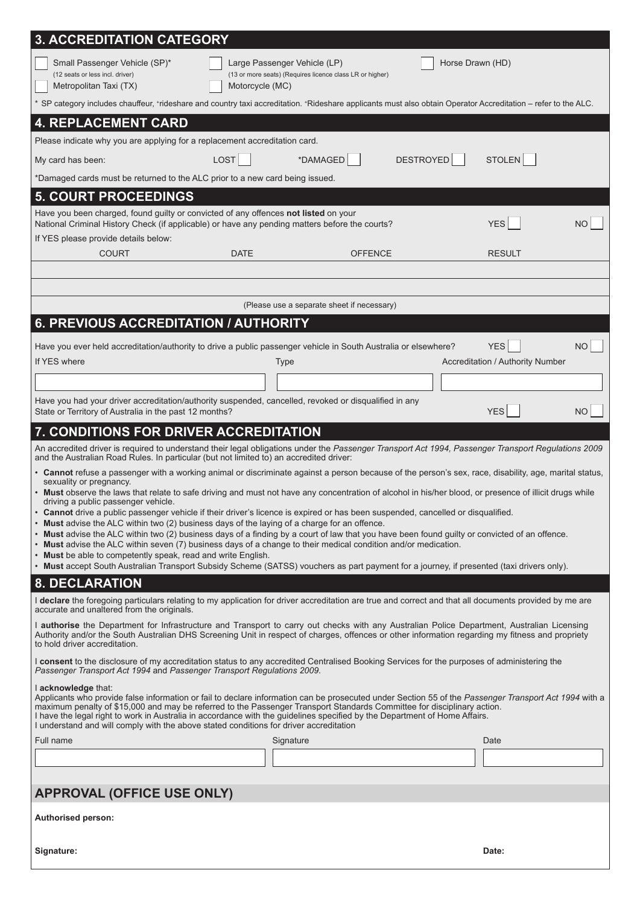## 3. ACCREDITATION CATEGORY

☐ Small Passenger Vehicle (SP)* (12 seats or less incl. driver)
☐ Metropolitan Taxi (TX)
☐ Large Passenger Vehicle (LP) (13 or more seats) (Requires licence class LR or higher)
☐ Motorcycle (MC)
☐ Horse Drawn (HD)

* SP category includes chauffeur, +rideshare and country taxi accreditation. +Rideshare applicants must also obtain Operator Accreditation – refer to the ALC.

## 4. REPLACEMENT CARD

Please indicate why you are applying for a replacement accreditation card.

My card has been: LOST ☐ *DAMAGED ☐ DESTROYED ☐ STOLEN ☐

*Damaged cards must be returned to the ALC prior to a new card being issued.

## 5. COURT PROCEEDINGS

Have you been charged, found guilty or convicted of any offences **not listed** on your National Criminal History Check (if applicable) or have any pending matters before the courts? YES ☐ NO ☐

If YES please provide details below:

| COURT | DATE | OFFENCE | RESULT |
|---|---|---|---|
| | | | |
| | | | |

(Please use a separate sheet if necessary)

## 6. PREVIOUS ACCREDITATION / AUTHORITY

Have you ever held accreditation/authority to drive a public passenger vehicle in South Australia or elsewhere? YES ☐ NO ☐

| If YES where | Type | Accreditation / Authority Number |
|---|---|---|
| | | |

Have you had your driver accreditation/authority suspended, cancelled, revoked or disqualified in any State or Territory of Australia in the past 12 months? YES ☐ NO ☐

## 7. CONDITIONS FOR DRIVER ACCREDITATION

An accredited driver is required to understand their legal obligations under the *Passenger Transport Act 1994, Passenger Transport Regulations 2009* and the Australian Road Rules. In particular (but not limited to) an accredited driver:

- **Cannot** refuse a passenger with a working animal or discriminate against a person because of the person's sex, race, disability, age, marital status, sexuality or pregnancy.
- **Must** observe the laws that relate to safe driving and must not have any concentration of alcohol in his/her blood, or presence of illicit drugs while driving a public passenger vehicle.
- **Cannot** drive a public passenger vehicle if their driver's licence is expired or has been suspended, cancelled or disqualified.
- **Must** advise the ALC within two (2) business days of the laying of a charge for an offence.
- **Must** advise the ALC within two (2) business days of a finding by a court of law that you have been found guilty or convicted of an offence.
- **Must** advise the ALC within seven (7) business days of a change to their medical condition and/or medication.
- **Must** be able to competently speak, read and write English.
- **Must** accept South Australian Transport Subsidy Scheme (SATSS) vouchers as part payment for a journey, if presented (taxi drivers only).

## 8. DECLARATION

I **declare** the foregoing particulars relating to my application for driver accreditation are true and correct and that all documents provided by me are accurate and unaltered from the originals.

I **authorise** the Department for Infrastructure and Transport to carry out checks with any Australian Police Department, Australian Licensing Authority and/or the South Australian DHS Screening Unit in respect of charges, offences or other information regarding my fitness and propriety to hold driver accreditation.

I **consent** to the disclosure of my accreditation status to any accredited Centralised Booking Services for the purposes of administering the *Passenger Transport Act 1994* and *Passenger Transport Regulations 2009*.

I **acknowledge** that:
Applicants who provide false information or fail to declare information can be prosecuted under Section 55 of the *Passenger Transport Act 1994* with a maximum penalty of $15,000 and may be referred to the Passenger Transport Standards Committee for disciplinary action.
I have the legal right to work in Australia in accordance with the guidelines specified by the Department of Home Affairs.
I understand and will comply with the above stated conditions for driver accreditation

| Full name | Signature | Date |
|---|---|---|
| | | |

## APPROVAL (OFFICE USE ONLY)

**Authorised person:**

**Signature:** **Date:**